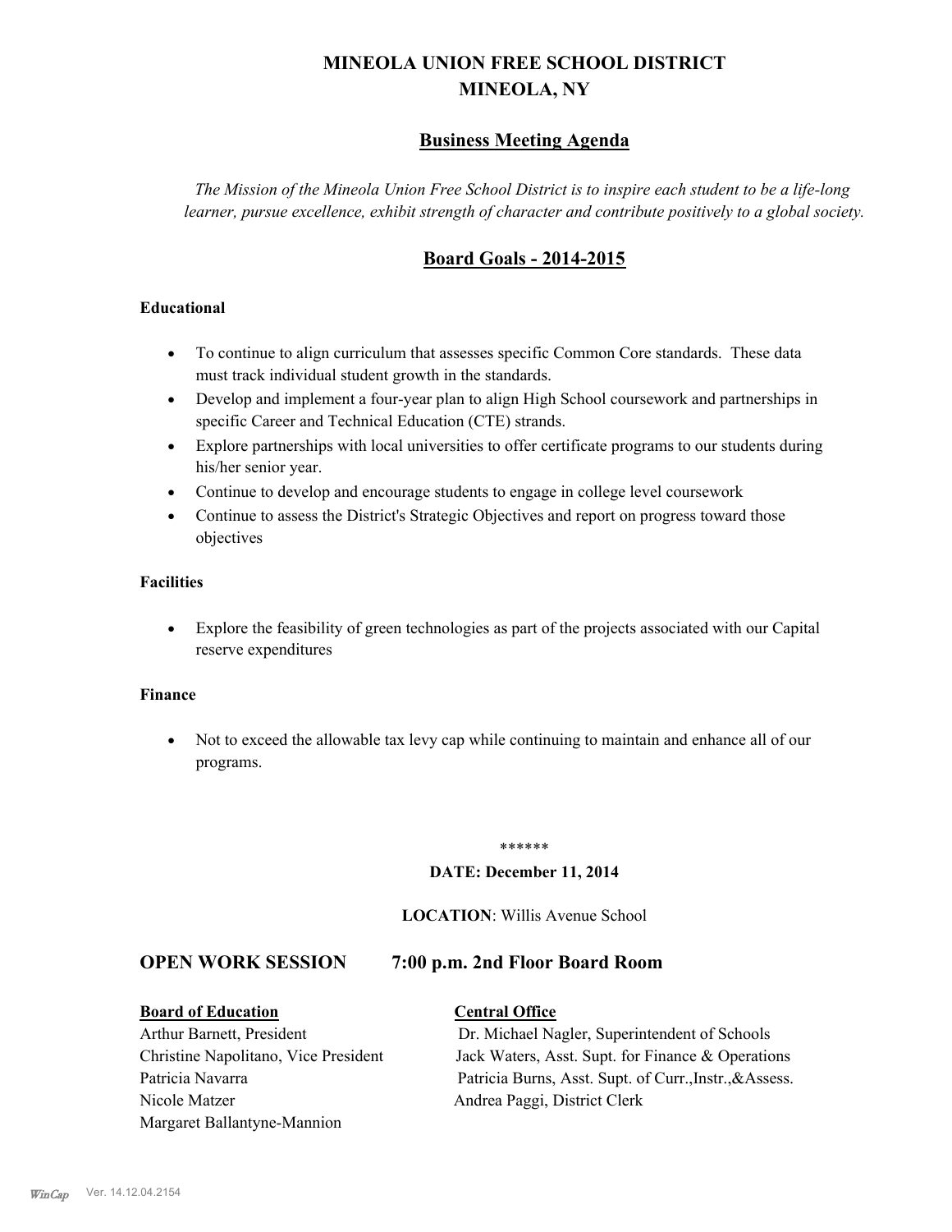# MINEOLA UNION FREE SCHOOL DISTRICT
# MINEOLA, NY

## Business Meeting Agenda

*The Mission of the Mineola Union Free School District is to inspire each student to be a life-long learner, pursue excellence, exhibit strength of character and contribute positively to a global society.*

## Board Goals - 2014-2015

**Educational**

- To continue to align curriculum that assesses specific Common Core standards. These data must track individual student growth in the standards.
- Develop and implement a four-year plan to align High School coursework and partnerships in specific Career and Technical Education (CTE) strands.
- Explore partnerships with local universities to offer certificate programs to our students during his/her senior year.
- Continue to develop and encourage students to engage in college level coursework
- Continue to assess the District's Strategic Objectives and report on progress toward those objectives

**Facilities**

- Explore the feasibility of green technologies as part of the projects associated with our Capital reserve expenditures

**Finance**

- Not to exceed the allowable tax levy cap while continuing to maintain and enhance all of our programs.

******

**DATE: December 11, 2014**

**LOCATION**: Willis Avenue School

## OPEN WORK SESSION 7:00 p.m. 2nd Floor Board Room

**Board of Education**

Arthur Barnett, President
Christine Napolitano, Vice President
Patricia Navarra
Nicole Matzer
Margaret Ballantyne-Mannion

**Central Office**

Dr. Michael Nagler, Superintendent of Schools
Jack Waters, Asst. Supt. for Finance & Operations
Patricia Burns, Asst. Supt. of Curr.,Instr.,&Assess.
Andrea Paggi, District Clerk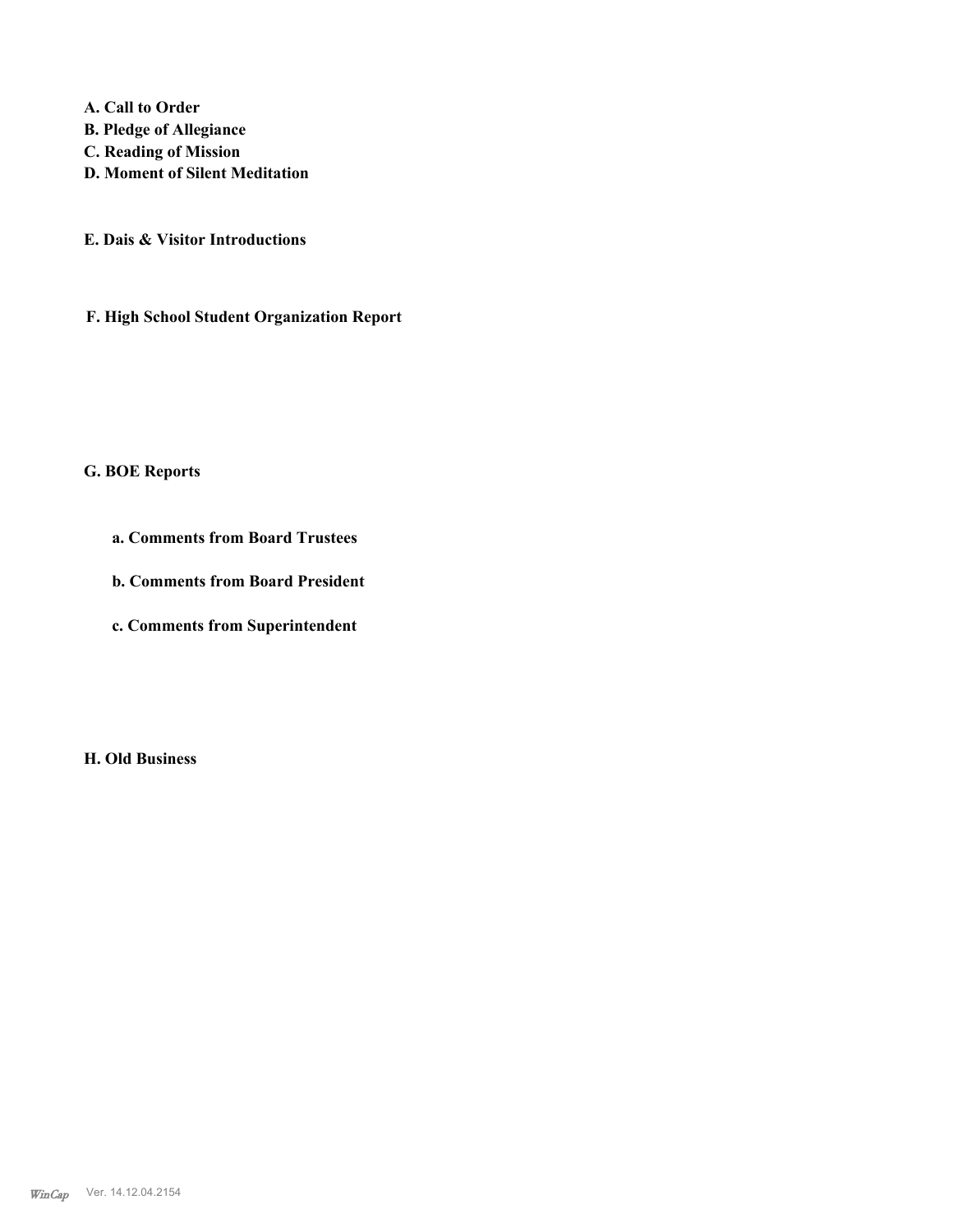**A. Call to Order**
**B. Pledge of Allegiance**
**C. Reading of Mission**
**D. Moment of Silent Meditation**

**E. Dais & Visitor Introductions**

**F. High School Student Organization Report**

**G. BOE Reports**

**a. Comments from Board Trustees**

**b. Comments from Board President**

**c. Comments from Superintendent**

**H. Old Business**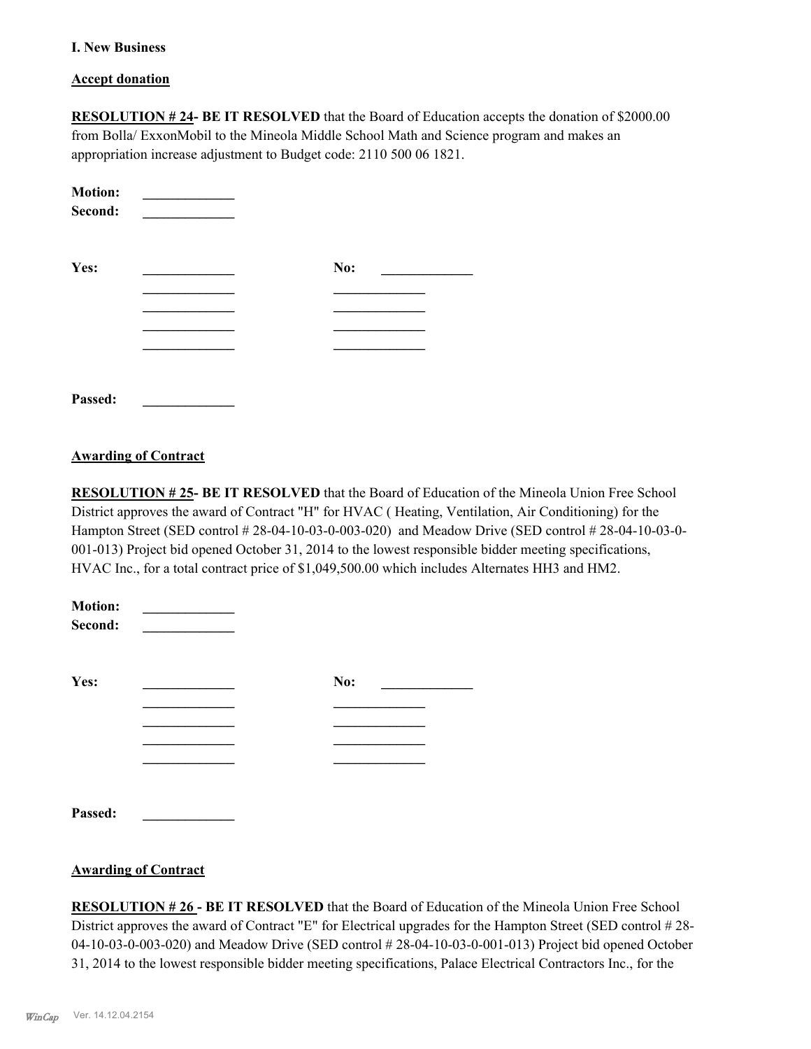**I. New Business**

**Accept donation**

**RESOLUTION # 24- BE IT RESOLVED** that the Board of Education accepts the donation of $2000.00 from Bolla/ ExxonMobil to the Mineola Middle School Math and Science program and makes an appropriation increase adjustment to Budget code: 2110 500 06 1821.

**Motion:** _____________
**Second:** _____________

| **Yes:** | _____________ | **No:** | _____________ |
|---|---|---|---|
| | _____________ | | _____________ |
| | _____________ | | _____________ |
| | _____________ | | _____________ |
| | _____________ | | _____________ |

**Passed:** _____________

**Awarding of Contract**

**RESOLUTION # 25- BE IT RESOLVED** that the Board of Education of the Mineola Union Free School District approves the award of Contract "H" for HVAC ( Heating, Ventilation, Air Conditioning) for the Hampton Street (SED control # 28-04-10-03-0-003-020) and Meadow Drive (SED control # 28-04-10-03-0-001-013) Project bid opened October 31, 2014 to the lowest responsible bidder meeting specifications, HVAC Inc., for a total contract price of $1,049,500.00 which includes Alternates HH3 and HM2.

**Motion:** _____________
**Second:** _____________

| **Yes:** | _____________ | **No:** | _____________ |
|---|---|---|---|
| | _____________ | | _____________ |
| | _____________ | | _____________ |
| | _____________ | | _____________ |
| | _____________ | | _____________ |

**Passed:** _____________

**Awarding of Contract**

**RESOLUTION # 26 - BE IT RESOLVED** that the Board of Education of the Mineola Union Free School District approves the award of Contract "E" for Electrical upgrades for the Hampton Street (SED control # 28-04-10-03-0-003-020) and Meadow Drive (SED control # 28-04-10-03-0-001-013) Project bid opened October 31, 2014 to the lowest responsible bidder meeting specifications, Palace Electrical Contractors Inc., for the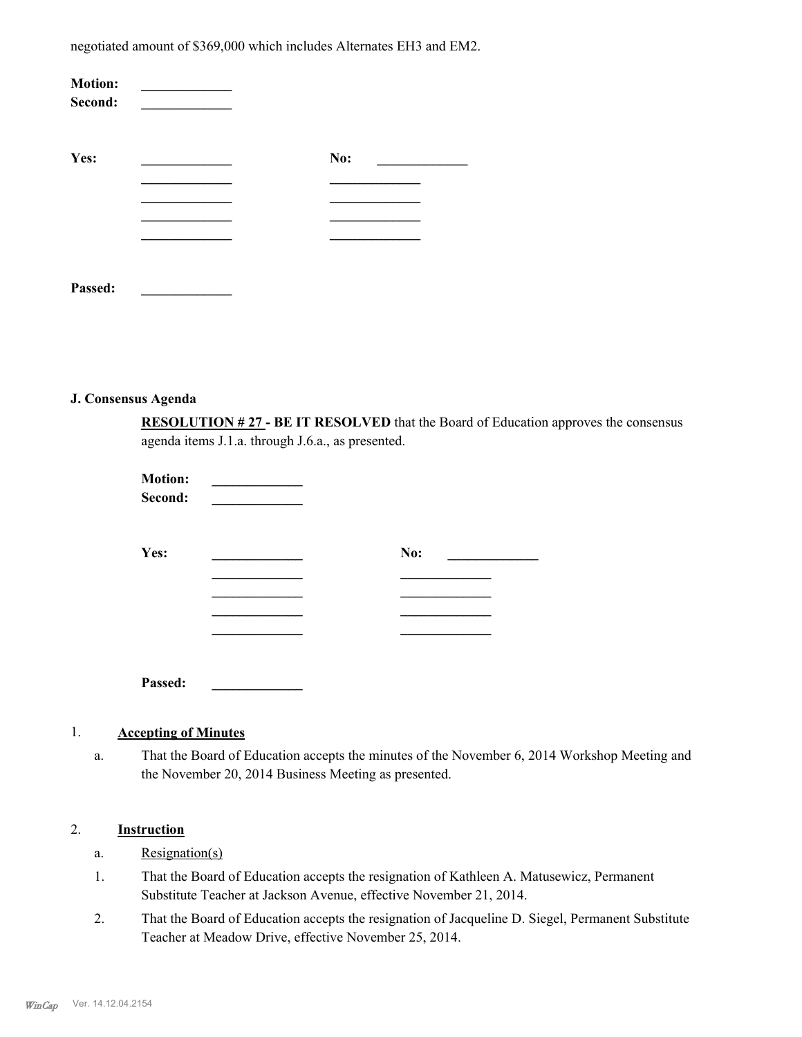negotiated amount of $369,000 which includes Alternates EH3 and EM2.

**Motion:** _____________
**Second:** _____________

**Yes:** _____________ **No:** _____________
_____________ _____________
_____________ _____________
_____________ _____________
_____________ _____________

**Passed:** _____________

### J. Consensus Agenda

**RESOLUTION # 27 - BE IT RESOLVED** that the Board of Education approves the consensus agenda items J.1.a. through J.6.a., as presented.

**Motion:** _____________
**Second:** _____________

**Yes:** _____________ **No:** _____________
_____________ _____________
_____________ _____________
_____________ _____________
_____________ _____________

**Passed:** _____________

1. **Accepting of Minutes**

   a. That the Board of Education accepts the minutes of the November 6, 2014 Workshop Meeting and the November 20, 2014 Business Meeting as presented.

2. **Instruction**

   a. Resignation(s)

   1. That the Board of Education accepts the resignation of Kathleen A. Matusewicz, Permanent Substitute Teacher at Jackson Avenue, effective November 21, 2014.
   2. That the Board of Education accepts the resignation of Jacqueline D. Siegel, Permanent Substitute Teacher at Meadow Drive, effective November 25, 2014.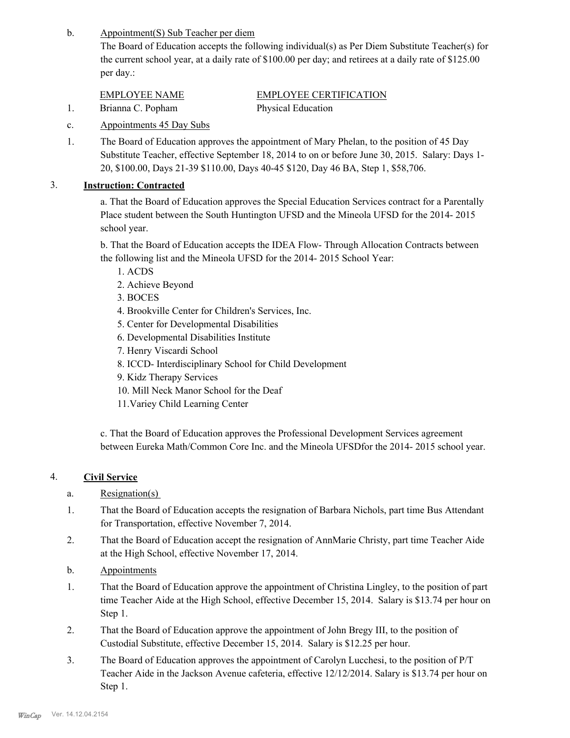b. Appointment(S) Sub Teacher per diem

The Board of Education accepts the following individual(s) as Per Diem Substitute Teacher(s) for the current school year, at a daily rate of $100.00 per day; and retirees at a daily rate of $125.00 per day.:

| | EMPLOYEE NAME | EMPLOYEE CERTIFICATION |
|---|---|---|
| 1. | Brianna C. Popham | Physical Education |

c. Appointments 45 Day Subs

1. The Board of Education approves the appointment of Mary Phelan, to the position of 45 Day Substitute Teacher, effective September 18, 2014 to on or before June 30, 2015. Salary: Days 1-20, $100.00, Days 21-39 $110.00, Days 40-45 $120, Day 46 BA, Step 1, $58,706.

3. **Instruction: Contracted**

a. That the Board of Education approves the Special Education Services contract for a Parentally Place student between the South Huntington UFSD and the Mineola UFSD for the 2014- 2015 school year.

b. That the Board of Education accepts the IDEA Flow- Through Allocation Contracts between the following list and the Mineola UFSD for the 2014- 2015 School Year:

1. ACDS
2. Achieve Beyond
3. BOCES
4. Brookville Center for Children's Services, Inc.
5. Center for Developmental Disabilities
6. Developmental Disabilities Institute
7. Henry Viscardi School
8. ICCD- Interdisciplinary School for Child Development
9. Kidz Therapy Services
10. Mill Neck Manor School for the Deaf
11. Variey Child Learning Center

c. That the Board of Education approves the Professional Development Services agreement between Eureka Math/Common Core Inc. and the Mineola UFSDfor the 2014- 2015 school year.

4. **Civil Service**

a. Resignation(s)

1. That the Board of Education accepts the resignation of Barbara Nichols, part time Bus Attendant for Transportation, effective November 7, 2014.
2. That the Board of Education accept the resignation of AnnMarie Christy, part time Teacher Aide at the High School, effective November 17, 2014.

b. Appointments

1. That the Board of Education approve the appointment of Christina Lingley, to the position of part time Teacher Aide at the High School, effective December 15, 2014. Salary is $13.74 per hour on Step 1.
2. That the Board of Education approve the appointment of John Bregy III, to the position of Custodial Substitute, effective December 15, 2014. Salary is $12.25 per hour.
3. The Board of Education approves the appointment of Carolyn Lucchesi, to the position of P/T Teacher Aide in the Jackson Avenue cafeteria, effective 12/12/2014. Salary is $13.74 per hour on Step 1.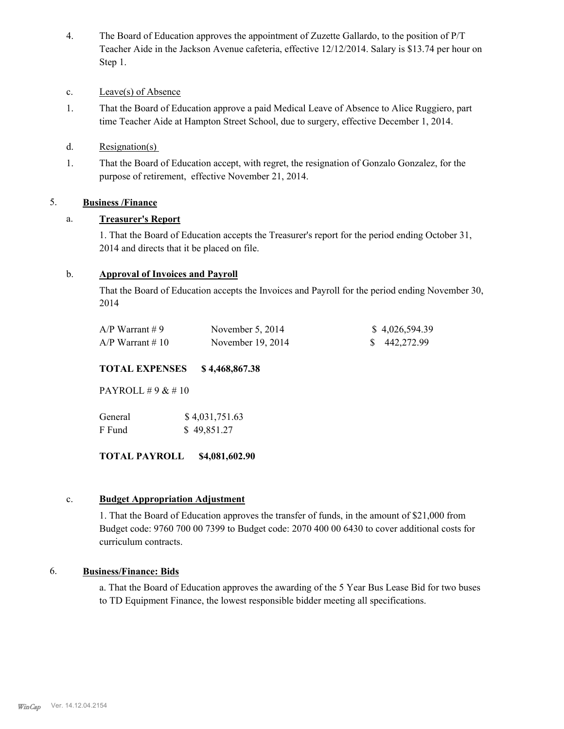4. The Board of Education approves the appointment of Zuzette Gallardo, to the position of P/T Teacher Aide in the Jackson Avenue cafeteria, effective 12/12/2014. Salary is $13.74 per hour on Step 1.

c. Leave(s) of Absence

1. That the Board of Education approve a paid Medical Leave of Absence to Alice Ruggiero, part time Teacher Aide at Hampton Street School, due to surgery, effective December 1, 2014.

d. Resignation(s)

1. That the Board of Education accept, with regret, the resignation of Gonzalo Gonzalez, for the purpose of retirement, effective November 21, 2014.

## 5. Business /Finance

### a. Treasurer's Report

1. That the Board of Education accepts the Treasurer's report for the period ending October 31, 2014 and directs that it be placed on file.

### b. Approval of Invoices and Payroll

That the Board of Education accepts the Invoices and Payroll for the period ending November 30, 2014

| | | |
|---|---|---|
| A/P Warrant # 9 | November 5, 2014 | $ 4,026,594.39 |
| A/P Warrant # 10 | November 19, 2014 | $ 442,272.99 |

**TOTAL EXPENSES $ 4,468,867.38**

PAYROLL # 9 & # 10

| | |
|---|---|
| General | $ 4,031,751.63 |
| F Fund | $ 49,851.27 |

**TOTAL PAYROLL $4,081,602.90**

### c. Budget Appropriation Adjustment

1. That the Board of Education approves the transfer of funds, in the amount of $21,000 from Budget code: 9760 700 00 7399 to Budget code: 2070 400 00 6430 to cover additional costs for curriculum contracts.

## 6. Business/Finance: Bids

a. That the Board of Education approves the awarding of the 5 Year Bus Lease Bid for two buses to TD Equipment Finance, the lowest responsible bidder meeting all specifications.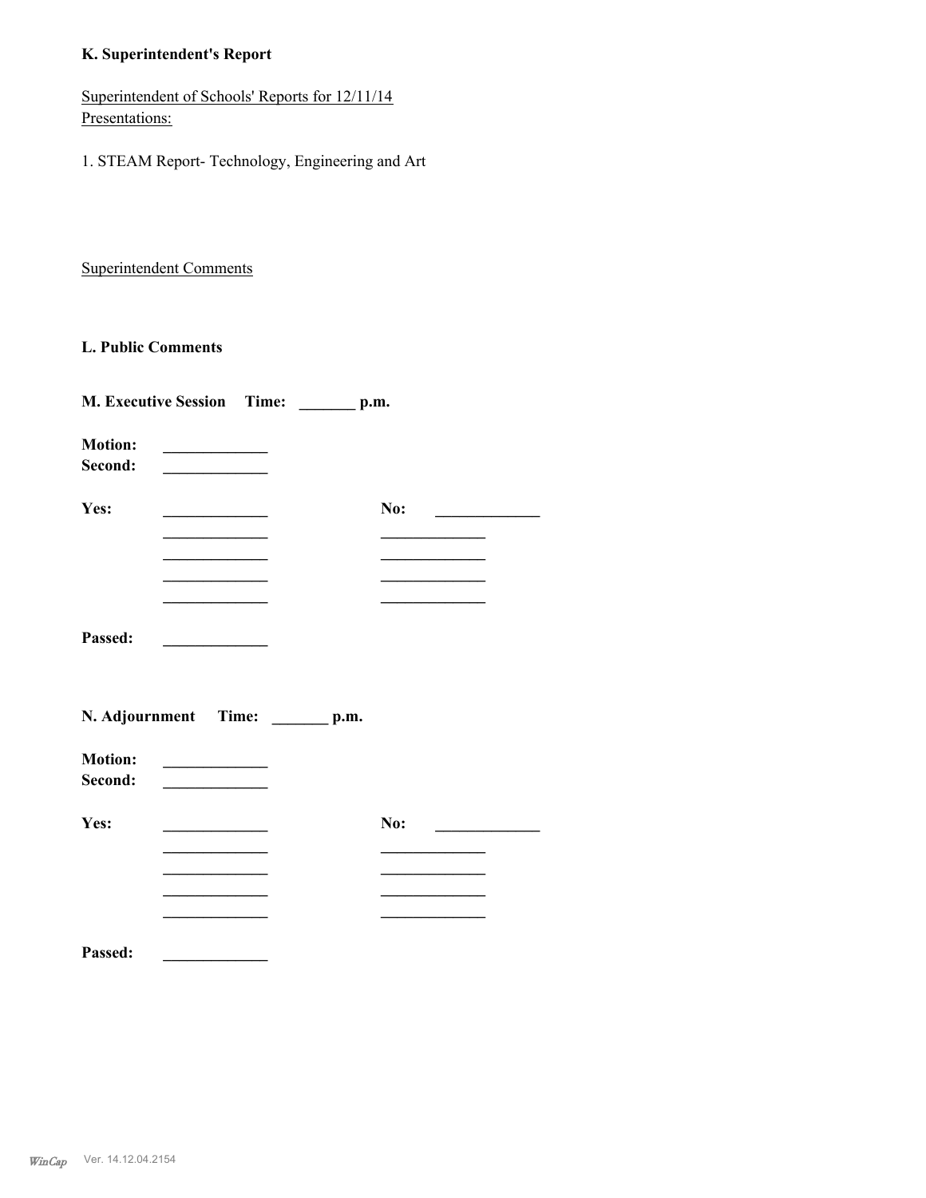**K. Superintendent's Report**

Superintendent of Schools' Reports for 12/11/14
Presentations:

1. STEAM Report- Technology, Engineering and Art

Superintendent Comments

**L. Public Comments**

**M. Executive Session Time: _______ p.m.**

**Motion:** _____________
**Second:** _____________

| | | | |
|---|---|---|---|
| **Yes:** | _____________ | **No:** | _____________ |
| | _____________ | | _____________ |
| | _____________ | | _____________ |
| | _____________ | | _____________ |
| | _____________ | | _____________ |

**Passed:** _____________

**N. Adjournment Time: _______ p.m.**

**Motion:** _____________
**Second:** _____________

| | | | |
|---|---|---|---|
| **Yes:** | _____________ | **No:** | _____________ |
| | _____________ | | _____________ |
| | _____________ | | _____________ |
| | _____________ | | _____________ |
| | _____________ | | _____________ |

**Passed:** _____________